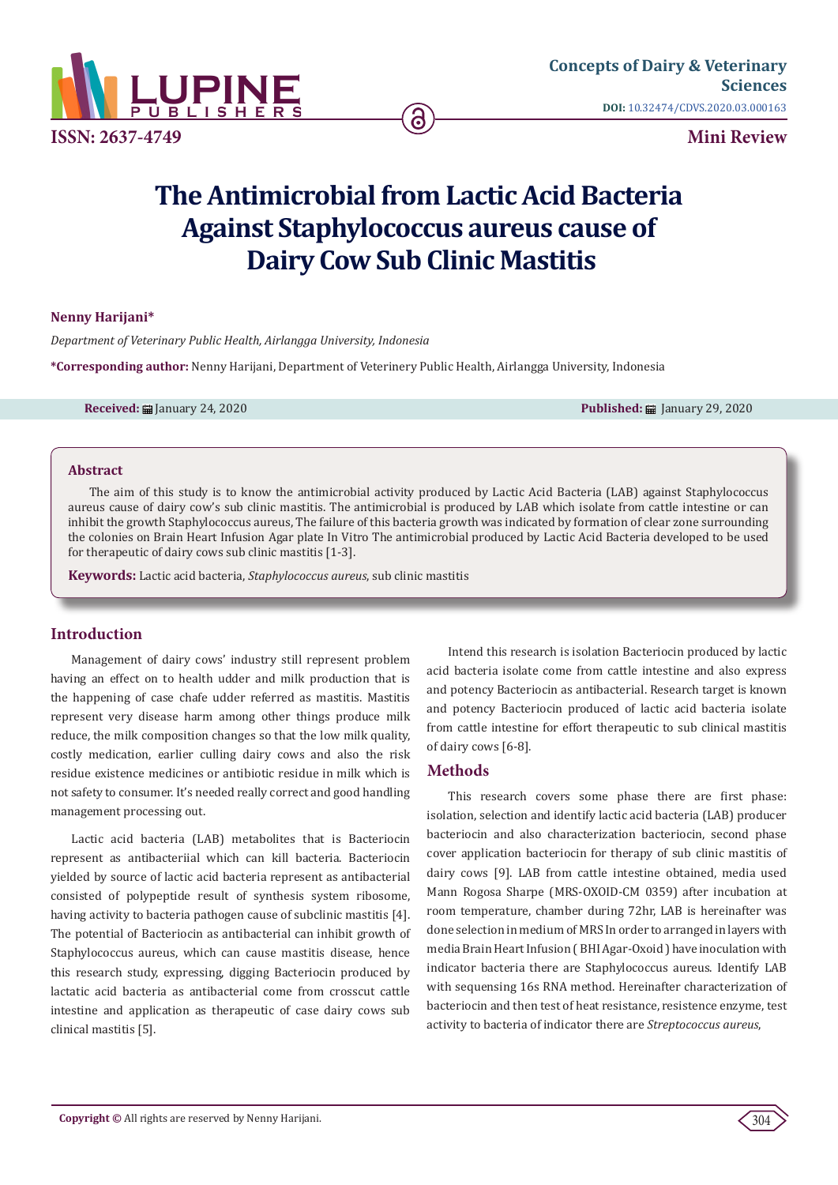ISSN: 2637-4749

Concepts of Dairy & Veterinary Sciences

DOI: 10.32474/CDVS.2020.03.000163

Mini Review

# The Antimicrobial from Lactic Acid Bacteria Against Staphylococcus aureus cause of Dairy Cow Sub Clinic Mastitis

**Nenny Harijani***

*Department of Veterinary Public Health, Airlangga University, Indonesia*

***Corresponding author:** Nenny Harijani, Department of Veterinery Public Health, Airlangga University, Indonesia

**Received:** January 24, 2020 **Published:** January 29, 2020

## Abstract

The aim of this study is to know the antimicrobial activity produced by Lactic Acid Bacteria (LAB) against Staphylococcus aureus cause of dairy cow's sub clinic mastitis. The antimicrobial is produced by LAB which isolate from cattle intestine or can inhibit the growth Staphylococcus aureus, The failure of this bacteria growth was indicated by formation of clear zone surrounding the colonies on Brain Heart Infusion Agar plate In Vitro The antimicrobial produced by Lactic Acid Bacteria developed to be used for therapeutic of dairy cows sub clinic mastitis [1-3].

**Keywords:** Lactic acid bacteria, *Staphylococcus aureus*, sub clinic mastitis

## Introduction

Management of dairy cows' industry still represent problem having an effect on to health udder and milk production that is the happening of case chafe udder referred as mastitis. Mastitis represent very disease harm among other things produce milk reduce, the milk composition changes so that the low milk quality, costly medication, earlier culling dairy cows and also the risk residue existence medicines or antibiotic residue in milk which is not safety to consumer. It's needed really correct and good handling management processing out.

Lactic acid bacteria (LAB) metabolites that is Bacteriocin represent as antibacteriial which can kill bacteria. Bacteriocin yielded by source of lactic acid bacteria represent as antibacterial consisted of polypeptide result of synthesis system ribosome, having activity to bacteria pathogen cause of subclinic mastitis [4]. The potential of Bacteriocin as antibacterial can inhibit growth of Staphylococcus aureus, which can cause mastitis disease, hence this research study, expressing, digging Bacteriocin produced by lactatic acid bacteria as antibacterial come from crosscut cattle intestine and application as therapeutic of case dairy cows sub clinical mastitis [5].

Intend this research is isolation Bacteriocin produced by lactic acid bacteria isolate come from cattle intestine and also express and potency Bacteriocin as antibacterial. Research target is known and potency Bacteriocin produced of lactic acid bacteria isolate from cattle intestine for effort therapeutic to sub clinical mastitis of dairy cows [6-8].

## Methods

This research covers some phase there are first phase: isolation, selection and identify lactic acid bacteria (LAB) producer bacteriocin and also characterization bacteriocin, second phase cover application bacteriocin for therapy of sub clinic mastitis of dairy cows [9]. LAB from cattle intestine obtained, media used Mann Rogosa Sharpe (MRS-OXOID-CM 0359) after incubation at room temperature, chamber during 72hr, LAB is hereinafter was done selection in medium of MRS In order to arranged in layers with media Brain Heart Infusion ( BHI Agar-Oxoid ) have inoculation with indicator bacteria there are Staphylococcus aureus. Identify LAB with sequensing 16s RNA method. Hereinafter characterization of bacteriocin and then test of heat resistance, resistence enzyme, test activity to bacteria of indicator there are *Streptococcus aureus*,

**Copyright ©** All rights are reserved by Nenny Harijani.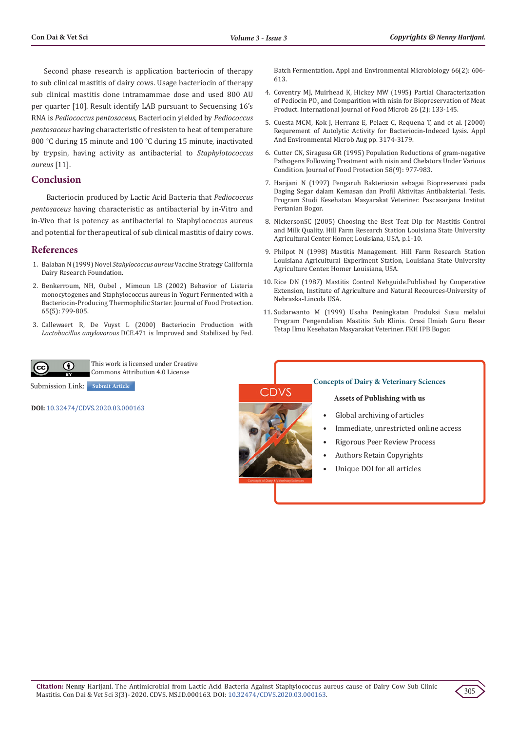Second phase research is application bacteriocin of therapy to sub clinical mastitis of dairy cows. Usage bacteriocin of therapy sub clinical mastitis done intramammae dose and used 800 AU per quarter [10]. Result identify LAB pursuant to Secuensing 16's RNA is *Pediococcus pentosaceus*, Bacteriocin yielded by *Pediococcus pentosaceus* having characteristic of resisten to heat of temperature 800 °C during 15 minute and 100 °C during 15 minute, inactivated by trypsin, having activity as antibacterial to *Staphylotococcus aureus* [11].

## Conclusion

Bacteriocin produced by Lactic Acid Bacteria that *Pediococcus pentosaceus* having characteristic as antibacterial by in-Vitro and in-Vivo that is potency as antibacterial to Staphylococcus aureus and potential for therapeutical of sub clinical mastitis of dairy cows.

## References

1. Balaban N (1999) Novel *Stahylococcus aureus* Vaccine Strategy California Dairy Research Foundation.
2. Benkerroum, NH, Oubel , Mimoun LB (2002) Behavior of Listeria monocytogenes and Staphylococcus aureus in Yogurt Fermented with a Bacteriocin-Producing Thermophilic Starter. Journal of Food Protection. 65(5): 799-805.
3. Callewaert R, De Vuyst L (2000) Bacteriocin Production with *Lactobacillus amylovorous* DCE.471 is Improved and Stabilized by Fed. Batch Fermentation. Appl and Environmental Microbiology 66(2): 606-613.
4. Coventry MJ, Muirhead K, Hickey MW (1995) Partial Characterization of Pediocin $PO_2$ and Comparition with nisin for Biopreservation of Meat Product. International Journal of Food Microb 26 (2): 133-145.
5. Cuesta MCM, Kok J, Herranz E, Pelaez C, Requena T, and et al. (2000) Requrement of Autolytic Activity for Bacteriocin-Indeced Lysis. Appl And Environmental Microb Aug pp. 3174-3179.
6. Cutter CN, Siragusa GR (1995) Population Reductions of gram-negative Pathogens Following Treatment with nisin and Chelators Under Various Condition. Journal of Food Protection 58(9): 977-983.
7. Harijani N (1997) Pengaruh Bakteriosin sebagai Biopreservasi pada Daging Segar dalam Kemasan dan Profil Aktivitas Antibakterial. Tesis. Program Studi Kesehatan Masyarakat Veteriner. Pascasarjana Institut Pertanian Bogor.
8. NickersonSC (2005) Choosing the Best Teat Dip for Mastitis Control and Milk Quality. Hill Farm Research Station Louisiana State University Agricultural Center Homer, Louisiana, USA, p.1-10.
9. Philpot N (1998) Mastitis Management. Hill Farm Research Station Louisiana Agricultural Experiment Station, Louisiana State University Agriculture Center. Homer Louisiana, USA.
10. Rice DN (1987) Mastitis Control Nebguide.Published by Cooperative Extension, Institute of Agriculture and Natural Recources-University of Nebraska-Lincola USA.
11. Sudarwanto M (1999) Usaha Peningkatan Produksi Susu melalui Program Pengendalian Mastitis Sub Klinis. Orasi Ilmiah Guru Besar Tetap Ilmu Kesehatan Masyarakat Veteriner. FKH IPB Bogor.

This work is licensed under Creative Commons Attribution 4.0 License

Submission Link: Submit Article

**DOI:** 10.32474/CDVS.2020.03.000163

**Concepts of Dairy & Veterinary Sciences**

**Assets of Publishing with us**

- Global archiving of articles
- Immediate, unrestricted online access
- Rigorous Peer Review Process
- Authors Retain Copyrights
- Unique DOI for all articles

**Citation:** Nenny Harijani. The Antimicrobial from Lactic Acid Bacteria Against Staphylococcus aureus cause of Dairy Cow Sub Clinic Mastitis. Con Dai & Vet Sci 3(3)- 2020. CDVS. MS.ID.000163. DOI: 10.32474/CDVS.2020.03.000163.